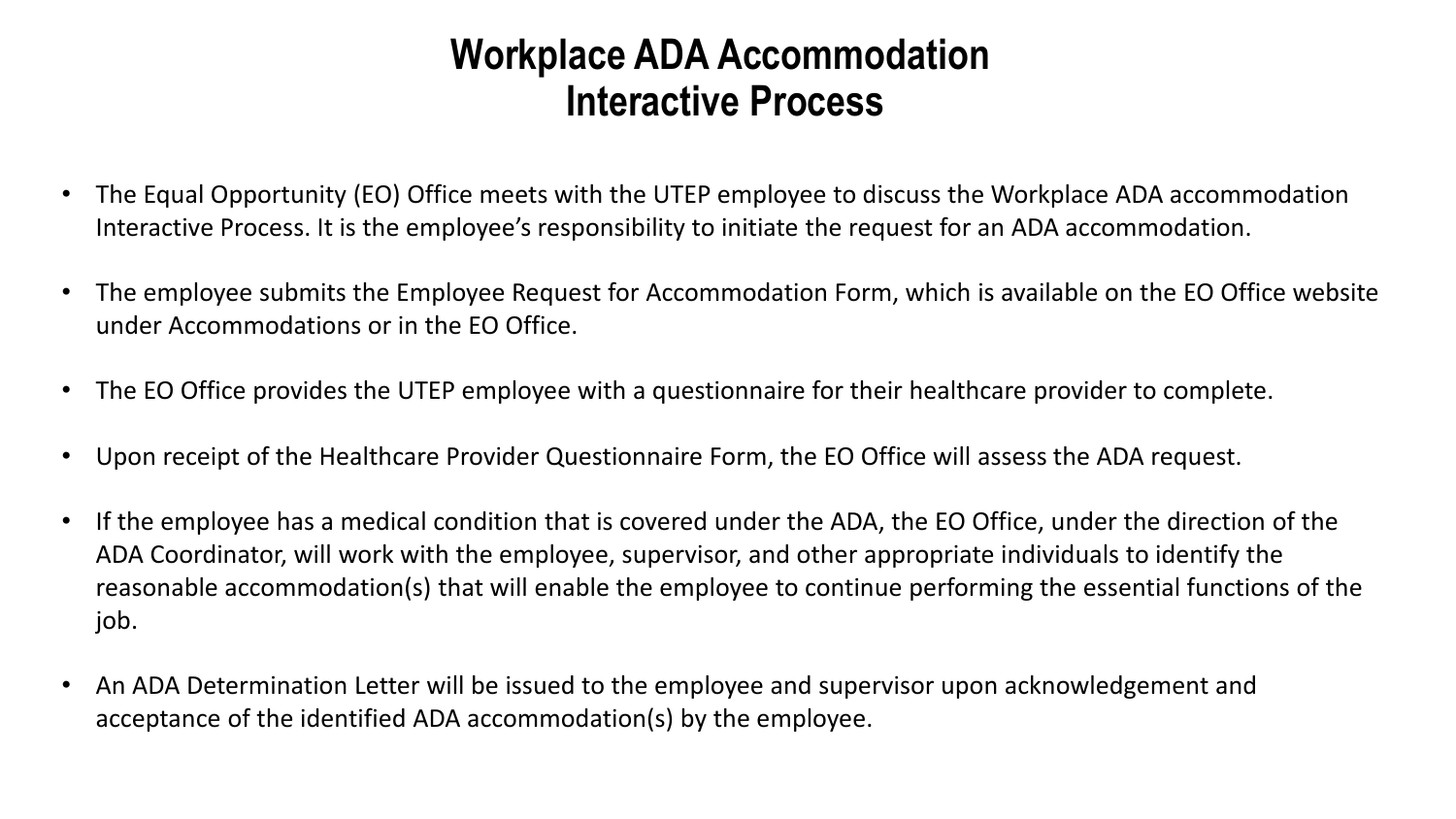# Workplace ADA Accommodation Interactive Process

- The Equal Opportunity (EO) Office meets with the UTEP employee to discuss the Workplace ADA accommodation Interactive Process. It is the employee's responsibility to initiate the request for an ADA accommodation.
- The employee submits the Employee Request for Accommodation Form, which is available on the EO Office website under Accommodations or in the EO Office.
- The EO Office provides the UTEP employee with a questionnaire for their healthcare provider to complete.
- Upon receipt of the Healthcare Provider Questionnaire Form, the EO Office will assess the ADA request.
- If the employee has a medical condition that is covered under the ADA, the EO Office, under the direction of the ADA Coordinator, will work with the employee, supervisor, and other appropriate individuals to identify the reasonable accommodation(s) that will enable the employee to continue performing the essential functions of the job.
- An ADA Determination Letter will be issued to the employee and supervisor upon acknowledgement and acceptance of the identified ADA accommodation(s) by the employee.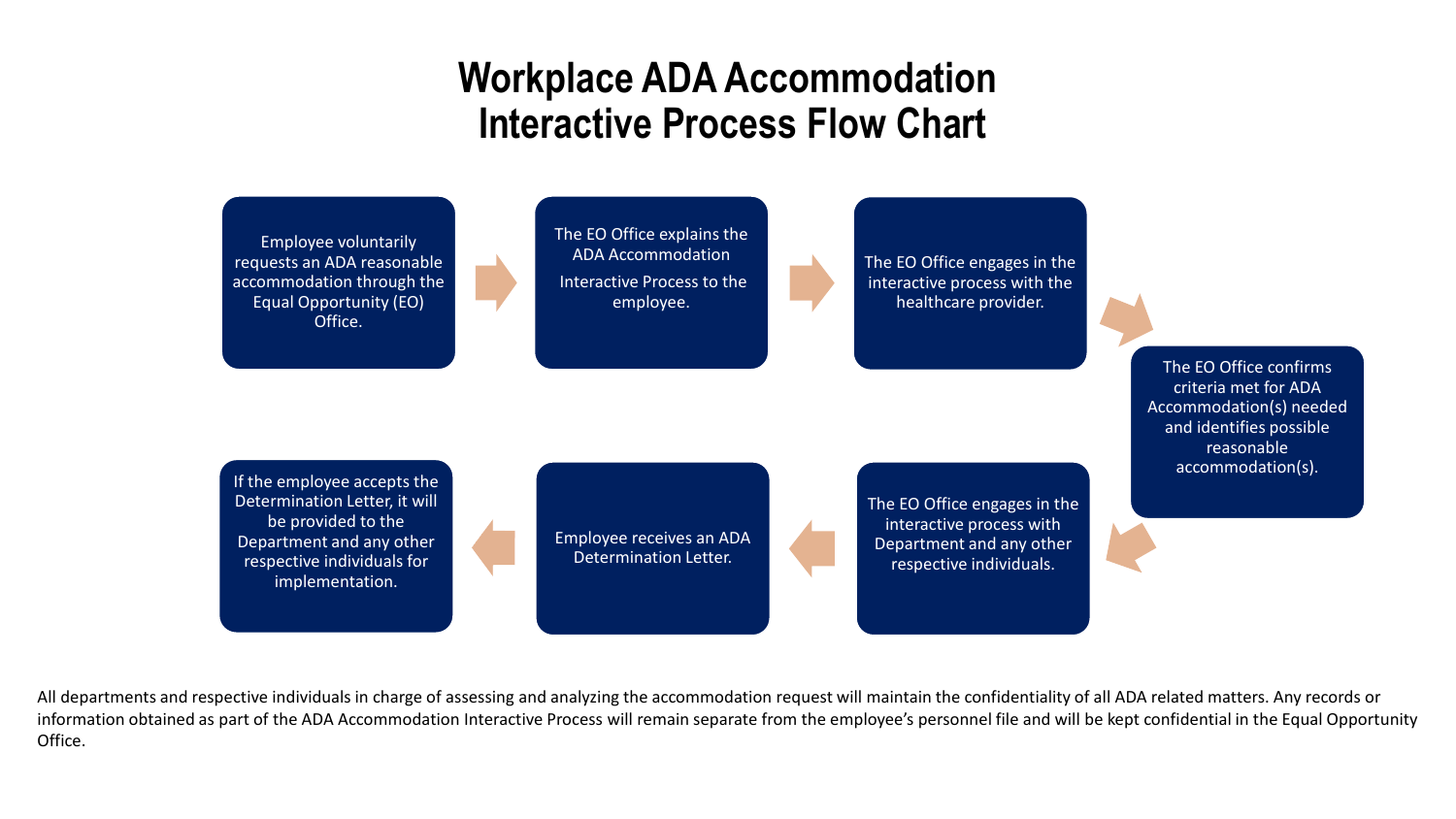# Workplace ADA Accommodation Interactive Process Flow Chart

Employee voluntarily requests an ADA reasonable accommodation through the Equal Opportunity (EO) Office.

The EO Office explains the ADA Accommodation Interactive Process to the employee.

The EO Office engages in the interactive process with the healthcare provider.

The EO Office confirms criteria met for ADA Accommodation(s) needed and identifies possible reasonable accommodation(s).

The EO Office engages in the interactive process with Department and any other respective individuals.

Employee receives an ADA Determination Letter.

If the employee accepts the Determination Letter, it will be provided to the Department and any other respective individuals for implementation.

All departments and respective individuals in charge of assessing and analyzing the accommodation request will maintain the confidentiality of all ADA related matters. Any records or information obtained as part of the ADA Accommodation Interactive Process will remain separate from the employee's personnel file and will be kept confidential in the Equal Opportunity Office.